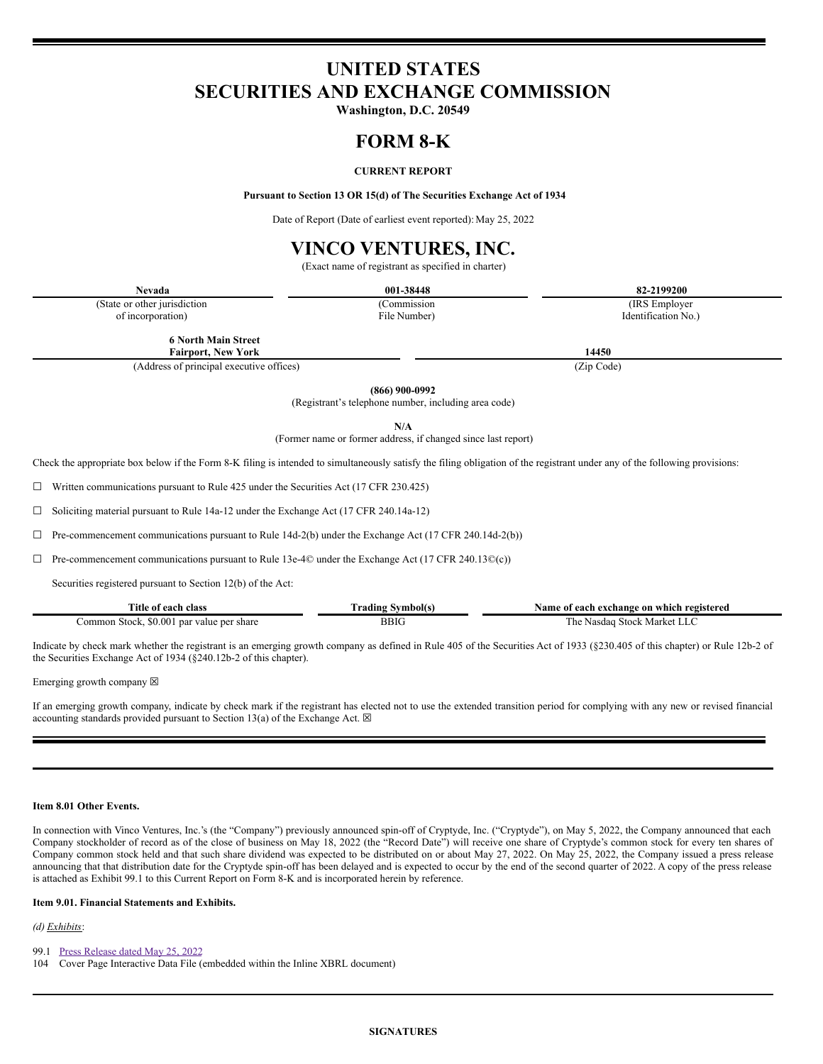# UNITED STATES
# SECURITIES AND EXCHANGE COMMISSION

**Washington, D.C. 20549**

# FORM 8-K

**CURRENT REPORT**

**Pursuant to Section 13 OR 15(d) of The Securities Exchange Act of 1934**

Date of Report (Date of earliest event reported): May 25, 2022

# VINCO VENTURES, INC.

(Exact name of registrant as specified in charter)

| Nevada | 001-38448 | 82-2199200 |
|---|---|---|
| (State or other jurisdiction of incorporation) | (Commission File Number) | (IRS Employer Identification No.) |

| 6 North Main Street Fairport, New York | 14450 |
|---|---|
| (Address of principal executive offices) | (Zip Code) |

**(866) 900-0992**

(Registrant's telephone number, including area code)

**N/A**

(Former name or former address, if changed since last report)

Check the appropriate box below if the Form 8-K filing is intended to simultaneously satisfy the filing obligation of the registrant under any of the following provisions:

☐ Written communications pursuant to Rule 425 under the Securities Act (17 CFR 230.425)

☐ Soliciting material pursuant to Rule 14a-12 under the Exchange Act (17 CFR 240.14a-12)

☐ Pre-commencement communications pursuant to Rule 14d-2(b) under the Exchange Act (17 CFR 240.14d-2(b))

☐ Pre-commencement communications pursuant to Rule 13e-4© under the Exchange Act (17 CFR 240.13©(c))

Securities registered pursuant to Section 12(b) of the Act:

| Title of each class | Trading Symbol(s) | Name of each exchange on which registered |
|---|---|---|
| Common Stock, $0.001 par value per share | BBIG | The Nasdaq Stock Market LLC |

Indicate by check mark whether the registrant is an emerging growth company as defined in Rule 405 of the Securities Act of 1933 (§230.405 of this chapter) or Rule 12b-2 of the Securities Exchange Act of 1934 (§240.12b-2 of this chapter).

Emerging growth company ☒

If an emerging growth company, indicate by check mark if the registrant has elected not to use the extended transition period for complying with any new or revised financial accounting standards provided pursuant to Section 13(a) of the Exchange Act. ☒

**Item 8.01 Other Events.**

In connection with Vinco Ventures, Inc.'s (the "Company") previously announced spin-off of Cryptyde, Inc. ("Cryptyde"), on May 5, 2022, the Company announced that each Company stockholder of record as of the close of business on May 18, 2022 (the "Record Date") will receive one share of Cryptyde's common stock for every ten shares of Company common stock held and that such share dividend was expected to be distributed on or about May 27, 2022. On May 25, 2022, the Company issued a press release announcing that that distribution date for the Cryptyde spin-off has been delayed and is expected to occur by the end of the second quarter of 2022. A copy of the press release is attached as Exhibit 99.1 to this Current Report on Form 8-K and is incorporated herein by reference.

**Item 9.01. Financial Statements and Exhibits.**

*(d) Exhibits*:

99.1 Press Release dated May 25, 2022
104 Cover Page Interactive Data File (embedded within the Inline XBRL document)

**SIGNATURES**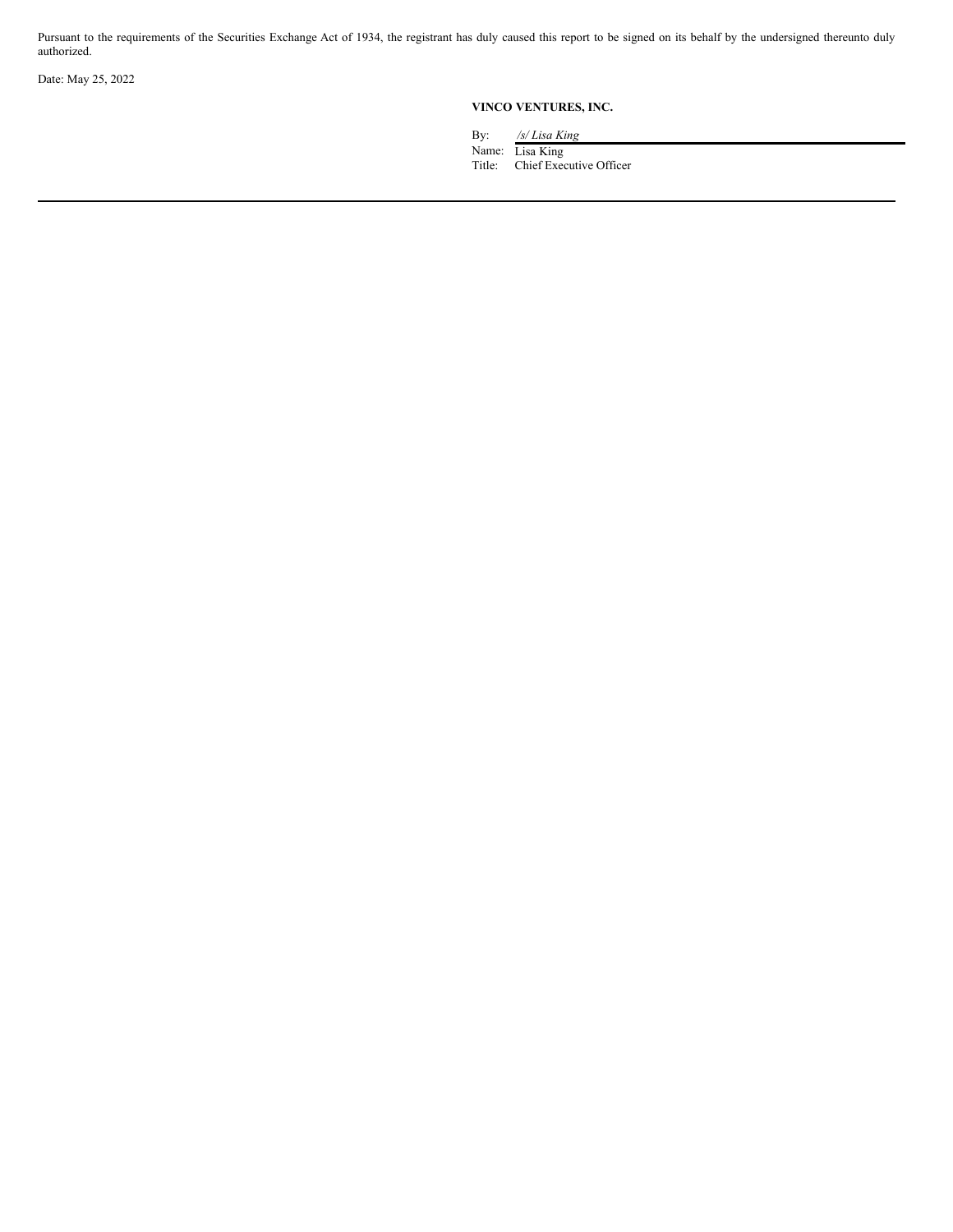Pursuant to the requirements of the Securities Exchange Act of 1934, the registrant has duly caused this report to be signed on its behalf by the undersigned thereunto duly authorized.

Date: May 25, 2022

**VINCO VENTURES, INC.**

By: */s/ Lisa King*
Name: Lisa King
Title: Chief Executive Officer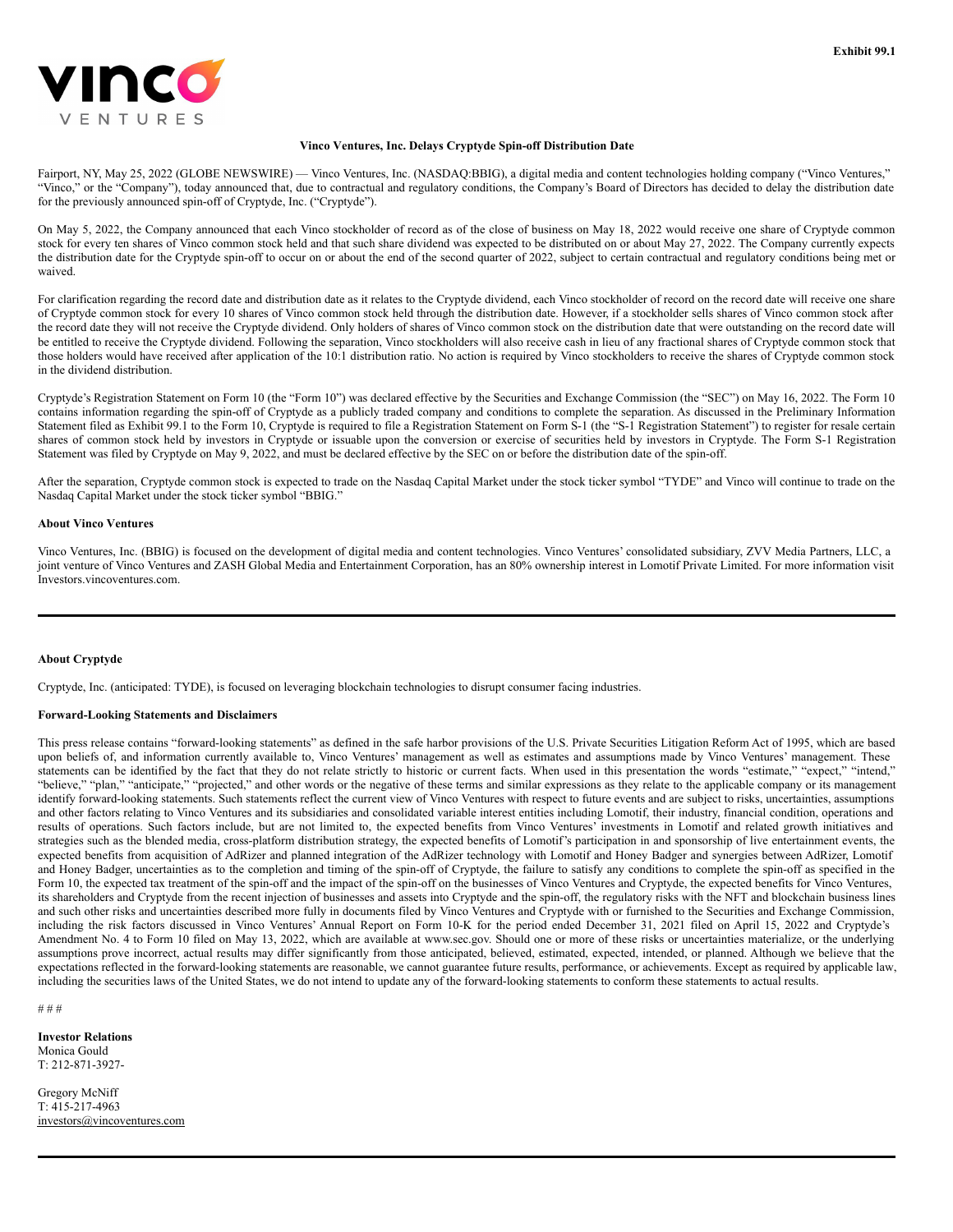Exhibit 99.1

**Vinco Ventures, Inc. Delays Cryptyde Spin-off Distribution Date**

Fairport, NY, May 25, 2022 (GLOBE NEWSWIRE) — Vinco Ventures, Inc. (NASDAQ:BBIG), a digital media and content technologies holding company ("Vinco Ventures," "Vinco," or the "Company"), today announced that, due to contractual and regulatory conditions, the Company's Board of Directors has decided to delay the distribution date for the previously announced spin-off of Cryptyde, Inc. ("Cryptyde").

On May 5, 2022, the Company announced that each Vinco stockholder of record as of the close of business on May 18, 2022 would receive one share of Cryptyde common stock for every ten shares of Vinco common stock held and that such share dividend was expected to be distributed on or about May 27, 2022. The Company currently expects the distribution date for the Cryptyde spin-off to occur on or about the end of the second quarter of 2022, subject to certain contractual and regulatory conditions being met or waived.

For clarification regarding the record date and distribution date as it relates to the Cryptyde dividend, each Vinco stockholder of record on the record date will receive one share of Cryptyde common stock for every 10 shares of Vinco common stock held through the distribution date. However, if a stockholder sells shares of Vinco common stock after the record date they will not receive the Cryptyde dividend. Only holders of shares of Vinco common stock on the distribution date that were outstanding on the record date will be entitled to receive the Cryptyde dividend. Following the separation, Vinco stockholders will also receive cash in lieu of any fractional shares of Cryptyde common stock that those holders would have received after application of the 10:1 distribution ratio. No action is required by Vinco stockholders to receive the shares of Cryptyde common stock in the dividend distribution.

Cryptyde's Registration Statement on Form 10 (the "Form 10") was declared effective by the Securities and Exchange Commission (the "SEC") on May 16, 2022. The Form 10 contains information regarding the spin-off of Cryptyde as a publicly traded company and conditions to complete the separation. As discussed in the Preliminary Information Statement filed as Exhibit 99.1 to the Form 10, Cryptyde is required to file a Registration Statement on Form S-1 (the "S-1 Registration Statement") to register for resale certain shares of common stock held by investors in Cryptyde or issuable upon the conversion or exercise of securities held by investors in Cryptyde. The Form S-1 Registration Statement was filed by Cryptyde on May 9, 2022, and must be declared effective by the SEC on or before the distribution date of the spin-off.

After the separation, Cryptyde common stock is expected to trade on the Nasdaq Capital Market under the stock ticker symbol "TYDE" and Vinco will continue to trade on the Nasdaq Capital Market under the stock ticker symbol "BBIG."

**About Vinco Ventures**

Vinco Ventures, Inc. (BBIG) is focused on the development of digital media and content technologies. Vinco Ventures' consolidated subsidiary, ZVV Media Partners, LLC, a joint venture of Vinco Ventures and ZASH Global Media and Entertainment Corporation, has an 80% ownership interest in Lomotif Private Limited. For more information visit Investors.vincoventures.com.

---

**About Cryptyde**

Cryptyde, Inc. (anticipated: TYDE), is focused on leveraging blockchain technologies to disrupt consumer facing industries.

**Forward-Looking Statements and Disclaimers**

This press release contains "forward-looking statements" as defined in the safe harbor provisions of the U.S. Private Securities Litigation Reform Act of 1995, which are based upon beliefs of, and information currently available to, Vinco Ventures' management as well as estimates and assumptions made by Vinco Ventures' management. These statements can be identified by the fact that they do not relate strictly to historic or current facts. When used in this presentation the words "estimate," "expect," "intend," "believe," "plan," "anticipate," "projected," and other words or the negative of these terms and similar expressions as they relate to the applicable company or its management identify forward-looking statements. Such statements reflect the current view of Vinco Ventures with respect to future events and are subject to risks, uncertainties, assumptions and other factors relating to Vinco Ventures and its subsidiaries and consolidated variable interest entities including Lomotif, their industry, financial condition, operations and results of operations. Such factors include, but are not limited to, the expected benefits from Vinco Ventures' investments in Lomotif and related growth initiatives and strategies such as the blended media, cross-platform distribution strategy, the expected benefits of Lomotif's participation in and sponsorship of live entertainment events, the expected benefits from acquisition of AdRizer and planned integration of the AdRizer technology with Lomotif and Honey Badger and synergies between AdRizer, Lomotif and Honey Badger, uncertainties as to the completion and timing of the spin-off of Cryptyde, the failure to satisfy any conditions to complete the spin-off as specified in the Form 10, the expected tax treatment of the spin-off and the impact of the spin-off on the businesses of Vinco Ventures and Cryptyde, the expected benefits for Vinco Ventures, its shareholders and Cryptyde from the recent injection of businesses and assets into Cryptyde and the spin-off, the regulatory risks with the NFT and blockchain business lines and such other risks and uncertainties described more fully in documents filed by Vinco Ventures and Cryptyde with or furnished to the Securities and Exchange Commission, including the risk factors discussed in Vinco Ventures' Annual Report on Form 10-K for the period ended December 31, 2021 filed on April 15, 2022 and Cryptyde's Amendment No. 4 to Form 10 filed on May 13, 2022, which are available at www.sec.gov. Should one or more of these risks or uncertainties materialize, or the underlying assumptions prove incorrect, actual results may differ significantly from those anticipated, believed, estimated, expected, intended, or planned. Although we believe that the expectations reflected in the forward-looking statements are reasonable, we cannot guarantee future results, performance, or achievements. Except as required by applicable law, including the securities laws of the United States, we do not intend to update any of the forward-looking statements to conform these statements to actual results.

# # #

**Investor Relations**
Monica Gould
T: 212-871-3927-

Gregory McNiff
T: 415-217-4963
investors@vincoventures.com